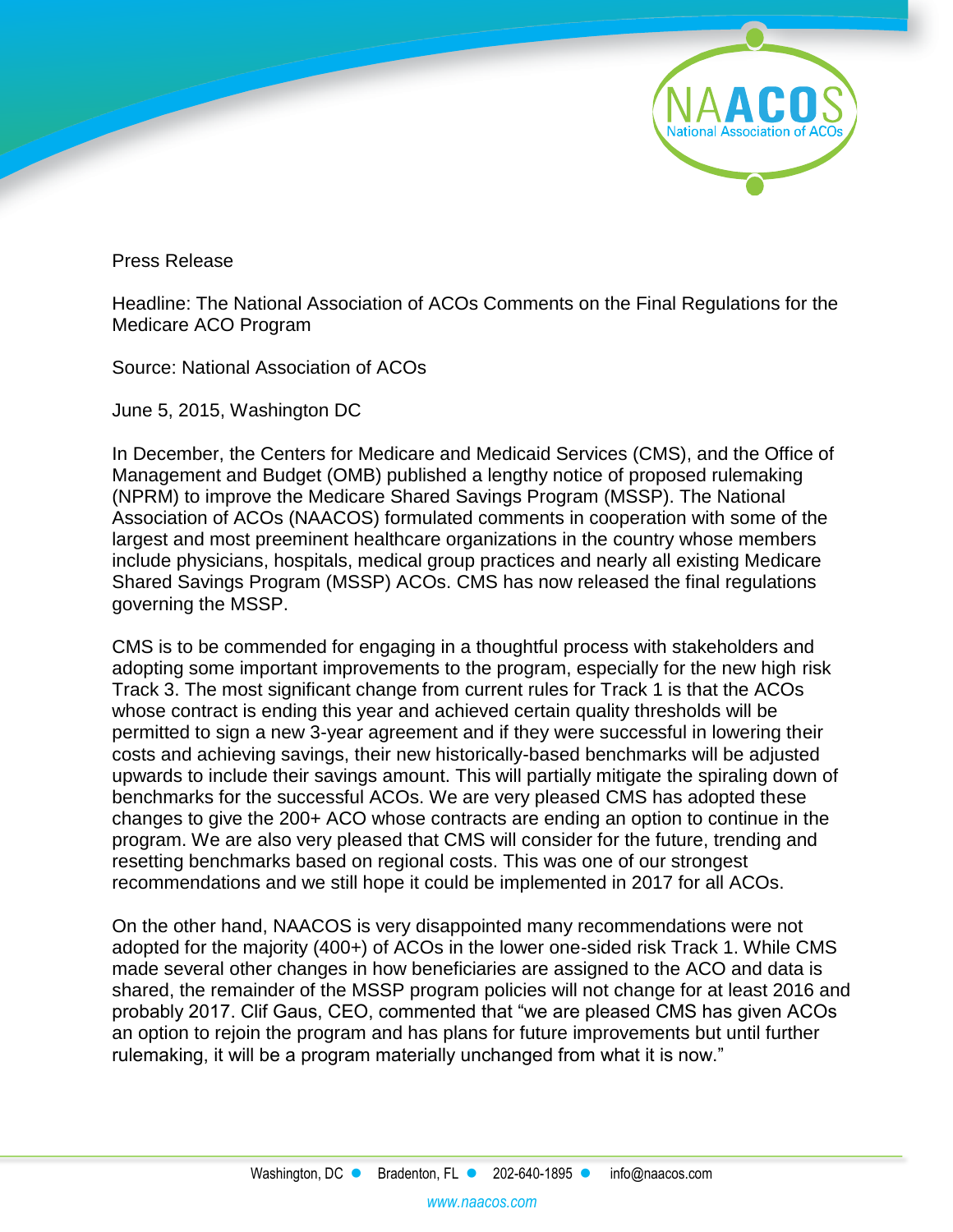Press Release

Headline: The National Association of ACOs Comments on the Final Regulations for the Medicare ACO Program

Source: National Association of ACOs

June 5, 2015, Washington DC

In December, the Centers for Medicare and Medicaid Services (CMS), and the Office of Management and Budget (OMB) published a lengthy notice of proposed rulemaking (NPRM) to improve the Medicare Shared Savings Program (MSSP). The National Association of ACOs (NAACOS) formulated comments in cooperation with some of the largest and most preeminent healthcare organizations in the country whose members include physicians, hospitals, medical group practices and nearly all existing Medicare Shared Savings Program (MSSP) ACOs. CMS has now released the final regulations governing the MSSP.

CMS is to be commended for engaging in a thoughtful process with stakeholders and adopting some important improvements to the program, especially for the new high risk Track 3. The most significant change from current rules for Track 1 is that the ACOs whose contract is ending this year and achieved certain quality thresholds will be permitted to sign a new 3-year agreement and if they were successful in lowering their costs and achieving savings, their new historically-based benchmarks will be adjusted upwards to include their savings amount. This will partially mitigate the spiraling down of benchmarks for the successful ACOs. We are very pleased CMS has adopted these changes to give the 200+ ACO whose contracts are ending an option to continue in the program. We are also very pleased that CMS will consider for the future, trending and resetting benchmarks based on regional costs. This was one of our strongest recommendations and we still hope it could be implemented in 2017 for all ACOs.

On the other hand, NAACOS is very disappointed many recommendations were not adopted for the majority (400+) of ACOs in the lower one-sided risk Track 1. While CMS made several other changes in how beneficiaries are assigned to the ACO and data is shared, the remainder of the MSSP program policies will not change for at least 2016 and probably 2017. Clif Gaus, CEO, commented that "we are pleased CMS has given ACOs an option to rejoin the program and has plans for future improvements but until further rulemaking, it will be a program materially unchanged from what it is now."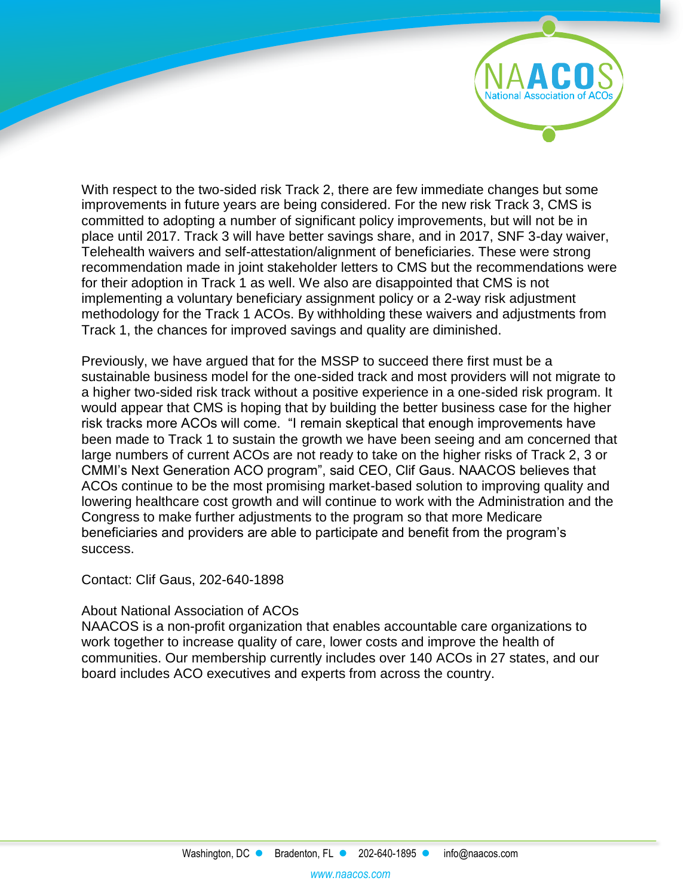With respect to the two-sided risk Track 2, there are few immediate changes but some improvements in future years are being considered. For the new risk Track 3, CMS is committed to adopting a number of significant policy improvements, but will not be in place until 2017. Track 3 will have better savings share, and in 2017, SNF 3-day waiver, Telehealth waivers and self-attestation/alignment of beneficiaries. These were strong recommendation made in joint stakeholder letters to CMS but the recommendations were for their adoption in Track 1 as well. We also are disappointed that CMS is not implementing a voluntary beneficiary assignment policy or a 2-way risk adjustment methodology for the Track 1 ACOs. By withholding these waivers and adjustments from Track 1, the chances for improved savings and quality are diminished.

Previously, we have argued that for the MSSP to succeed there first must be a sustainable business model for the one-sided track and most providers will not migrate to a higher two-sided risk track without a positive experience in a one-sided risk program. It would appear that CMS is hoping that by building the better business case for the higher risk tracks more ACOs will come. "I remain skeptical that enough improvements have been made to Track 1 to sustain the growth we have been seeing and am concerned that large numbers of current ACOs are not ready to take on the higher risks of Track 2, 3 or CMMI's Next Generation ACO program", said CEO, Clif Gaus. NAACOS believes that ACOs continue to be the most promising market-based solution to improving quality and lowering healthcare cost growth and will continue to work with the Administration and the Congress to make further adjustments to the program so that more Medicare beneficiaries and providers are able to participate and benefit from the program's success.

Contact: Clif Gaus, 202-640-1898

About National Association of ACOs

NAACOS is a non-profit organization that enables accountable care organizations to work together to increase quality of care, lower costs and improve the health of communities. Our membership currently includes over 140 ACOs in 27 states, and our board includes ACO executives and experts from across the country.